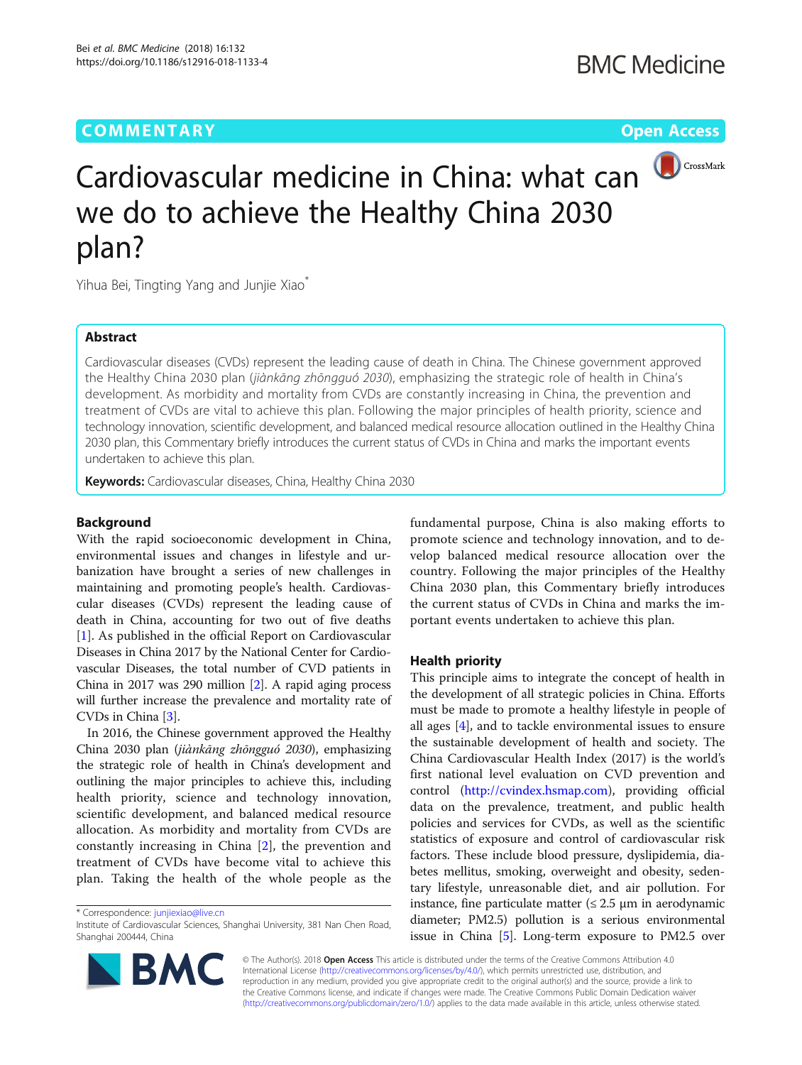COMMENTARY

Open Access

# Cardiovascular medicine in China: what can we do to achieve the Healthy China 2030 plan?

Yihua Bei, Tingting Yang and Junjie Xiao*

## Abstract

Cardiovascular diseases (CVDs) represent the leading cause of death in China. The Chinese government approved the Healthy China 2030 plan (*jiànkāng zhōngguó 2030*), emphasizing the strategic role of health in China's development. As morbidity and mortality from CVDs are constantly increasing in China, the prevention and treatment of CVDs are vital to achieve this plan. Following the major principles of health priority, science and technology innovation, scientific development, and balanced medical resource allocation outlined in the Healthy China 2030 plan, this Commentary briefly introduces the current status of CVDs in China and marks the important events undertaken to achieve this plan.

**Keywords:** Cardiovascular diseases, China, Healthy China 2030

## Background

With the rapid socioeconomic development in China, environmental issues and changes in lifestyle and urbanization have brought a series of new challenges in maintaining and promoting people's health. Cardiovascular diseases (CVDs) represent the leading cause of death in China, accounting for two out of five deaths [1]. As published in the official Report on Cardiovascular Diseases in China 2017 by the National Center for Cardiovascular Diseases, the total number of CVD patients in China in 2017 was 290 million [2]. A rapid aging process will further increase the prevalence and mortality rate of CVDs in China [3].

In 2016, the Chinese government approved the Healthy China 2030 plan (*jiànkāng zhōngguó 2030*), emphasizing the strategic role of health in China's development and outlining the major principles to achieve this, including health priority, science and technology innovation, scientific development, and balanced medical resource allocation. As morbidity and mortality from CVDs are constantly increasing in China [2], the prevention and treatment of CVDs have become vital to achieve this plan. Taking the health of the whole people as the fundamental purpose, China is also making efforts to promote science and technology innovation, and to develop balanced medical resource allocation over the country. Following the major principles of the Healthy China 2030 plan, this Commentary briefly introduces the current status of CVDs in China and marks the important events undertaken to achieve this plan.

## Health priority

This principle aims to integrate the concept of health in the development of all strategic policies in China. Efforts must be made to promote a healthy lifestyle in people of all ages [4], and to tackle environmental issues to ensure the sustainable development of health and society. The China Cardiovascular Health Index (2017) is the world's first national level evaluation on CVD prevention and control (http://cvindex.hsmap.com), providing official data on the prevalence, treatment, and public health policies and services for CVDs, as well as the scientific statistics of exposure and control of cardiovascular risk factors. These include blood pressure, dyslipidemia, diabetes mellitus, smoking, overweight and obesity, sedentary lifestyle, unreasonable diet, and air pollution. For instance, fine particulate matter (≤ 2.5 μm in aerodynamic diameter; PM2.5) pollution is a serious environmental issue in China [5]. Long-term exposure to PM2.5 over

\* Correspondence: junjiexiao@live.cn
Institute of Cardiovascular Sciences, Shanghai University, 381 Nan Chen Road, Shanghai 200444, China

© The Author(s). 2018 **Open Access** This article is distributed under the terms of the Creative Commons Attribution 4.0 International License (http://creativecommons.org/licenses/by/4.0/), which permits unrestricted use, distribution, and reproduction in any medium, provided you give appropriate credit to the original author(s) and the source, provide a link to the Creative Commons license, and indicate if changes were made. The Creative Commons Public Domain Dedication waiver (http://creativecommons.org/publicdomain/zero/1.0/) applies to the data made available in this article, unless otherwise stated.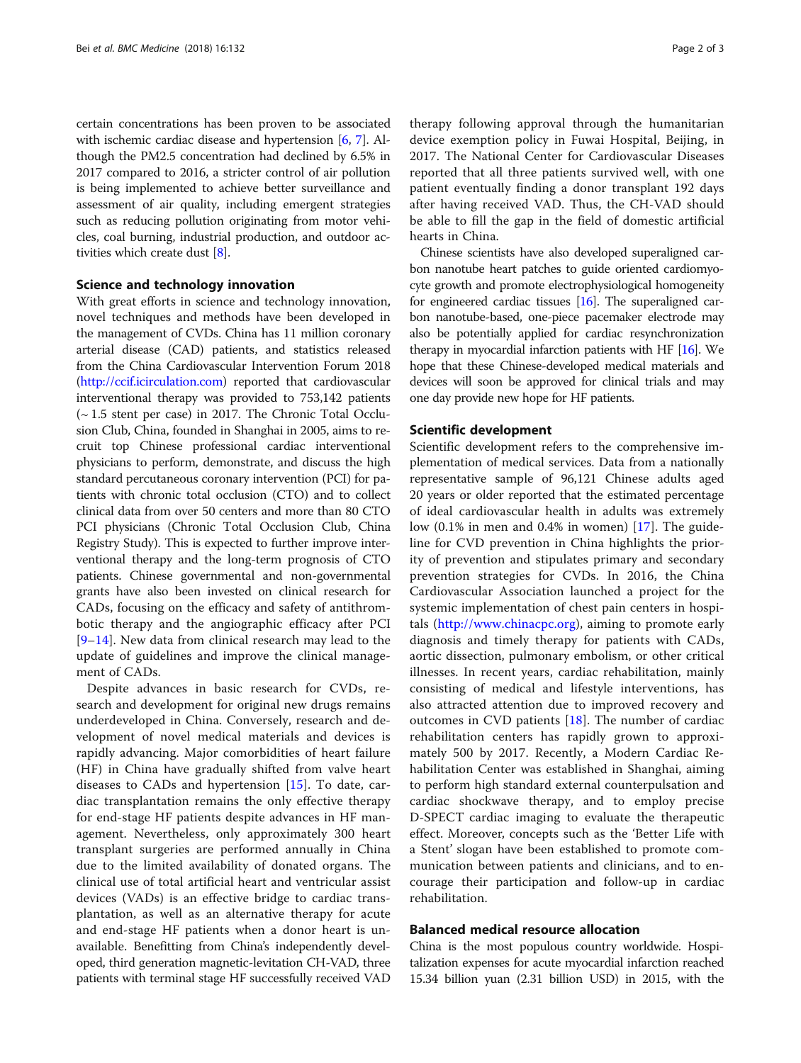certain concentrations has been proven to be associated with ischemic cardiac disease and hypertension [6, 7]. Although the PM2.5 concentration had declined by 6.5% in 2017 compared to 2016, a stricter control of air pollution is being implemented to achieve better surveillance and assessment of air quality, including emergent strategies such as reducing pollution originating from motor vehicles, coal burning, industrial production, and outdoor activities which create dust [8].

## Science and technology innovation

With great efforts in science and technology innovation, novel techniques and methods have been developed in the management of CVDs. China has 11 million coronary arterial disease (CAD) patients, and statistics released from the China Cardiovascular Intervention Forum 2018 (http://ccif.icirculation.com) reported that cardiovascular interventional therapy was provided to 753,142 patients (~ 1.5 stent per case) in 2017. The Chronic Total Occlusion Club, China, founded in Shanghai in 2005, aims to recruit top Chinese professional cardiac interventional physicians to perform, demonstrate, and discuss the high standard percutaneous coronary intervention (PCI) for patients with chronic total occlusion (CTO) and to collect clinical data from over 50 centers and more than 80 CTO PCI physicians (Chronic Total Occlusion Club, China Registry Study). This is expected to further improve interventional therapy and the long-term prognosis of CTO patients. Chinese governmental and non-governmental grants have also been invested on clinical research for CADs, focusing on the efficacy and safety of antithrombotic therapy and the angiographic efficacy after PCI [9–14]. New data from clinical research may lead to the update of guidelines and improve the clinical management of CADs.

Despite advances in basic research for CVDs, research and development for original new drugs remains underdeveloped in China. Conversely, research and development of novel medical materials and devices is rapidly advancing. Major comorbidities of heart failure (HF) in China have gradually shifted from valve heart diseases to CADs and hypertension [15]. To date, cardiac transplantation remains the only effective therapy for end-stage HF patients despite advances in HF management. Nevertheless, only approximately 300 heart transplant surgeries are performed annually in China due to the limited availability of donated organs. The clinical use of total artificial heart and ventricular assist devices (VADs) is an effective bridge to cardiac transplantation, as well as an alternative therapy for acute and end-stage HF patients when a donor heart is unavailable. Benefitting from China's independently developed, third generation magnetic-levitation CH-VAD, three patients with terminal stage HF successfully received VAD therapy following approval through the humanitarian device exemption policy in Fuwai Hospital, Beijing, in 2017. The National Center for Cardiovascular Diseases reported that all three patients survived well, with one patient eventually finding a donor transplant 192 days after having received VAD. Thus, the CH-VAD should be able to fill the gap in the field of domestic artificial hearts in China.

Chinese scientists have also developed superaligned carbon nanotube heart patches to guide oriented cardiomyocyte growth and promote electrophysiological homogeneity for engineered cardiac tissues [16]. The superaligned carbon nanotube-based, one-piece pacemaker electrode may also be potentially applied for cardiac resynchronization therapy in myocardial infarction patients with HF [16]. We hope that these Chinese-developed medical materials and devices will soon be approved for clinical trials and may one day provide new hope for HF patients.

## Scientific development

Scientific development refers to the comprehensive implementation of medical services. Data from a nationally representative sample of 96,121 Chinese adults aged 20 years or older reported that the estimated percentage of ideal cardiovascular health in adults was extremely low (0.1% in men and 0.4% in women) [17]. The guideline for CVD prevention in China highlights the priority of prevention and stipulates primary and secondary prevention strategies for CVDs. In 2016, the China Cardiovascular Association launched a project for the systemic implementation of chest pain centers in hospitals (http://www.chinacpc.org), aiming to promote early diagnosis and timely therapy for patients with CADs, aortic dissection, pulmonary embolism, or other critical illnesses. In recent years, cardiac rehabilitation, mainly consisting of medical and lifestyle interventions, has also attracted attention due to improved recovery and outcomes in CVD patients [18]. The number of cardiac rehabilitation centers has rapidly grown to approximately 500 by 2017. Recently, a Modern Cardiac Rehabilitation Center was established in Shanghai, aiming to perform high standard external counterpulsation and cardiac shockwave therapy, and to employ precise D-SPECT cardiac imaging to evaluate the therapeutic effect. Moreover, concepts such as the 'Better Life with a Stent' slogan have been established to promote communication between patients and clinicians, and to encourage their participation and follow-up in cardiac rehabilitation.

## Balanced medical resource allocation

China is the most populous country worldwide. Hospitalization expenses for acute myocardial infarction reached 15.34 billion yuan (2.31 billion USD) in 2015, with the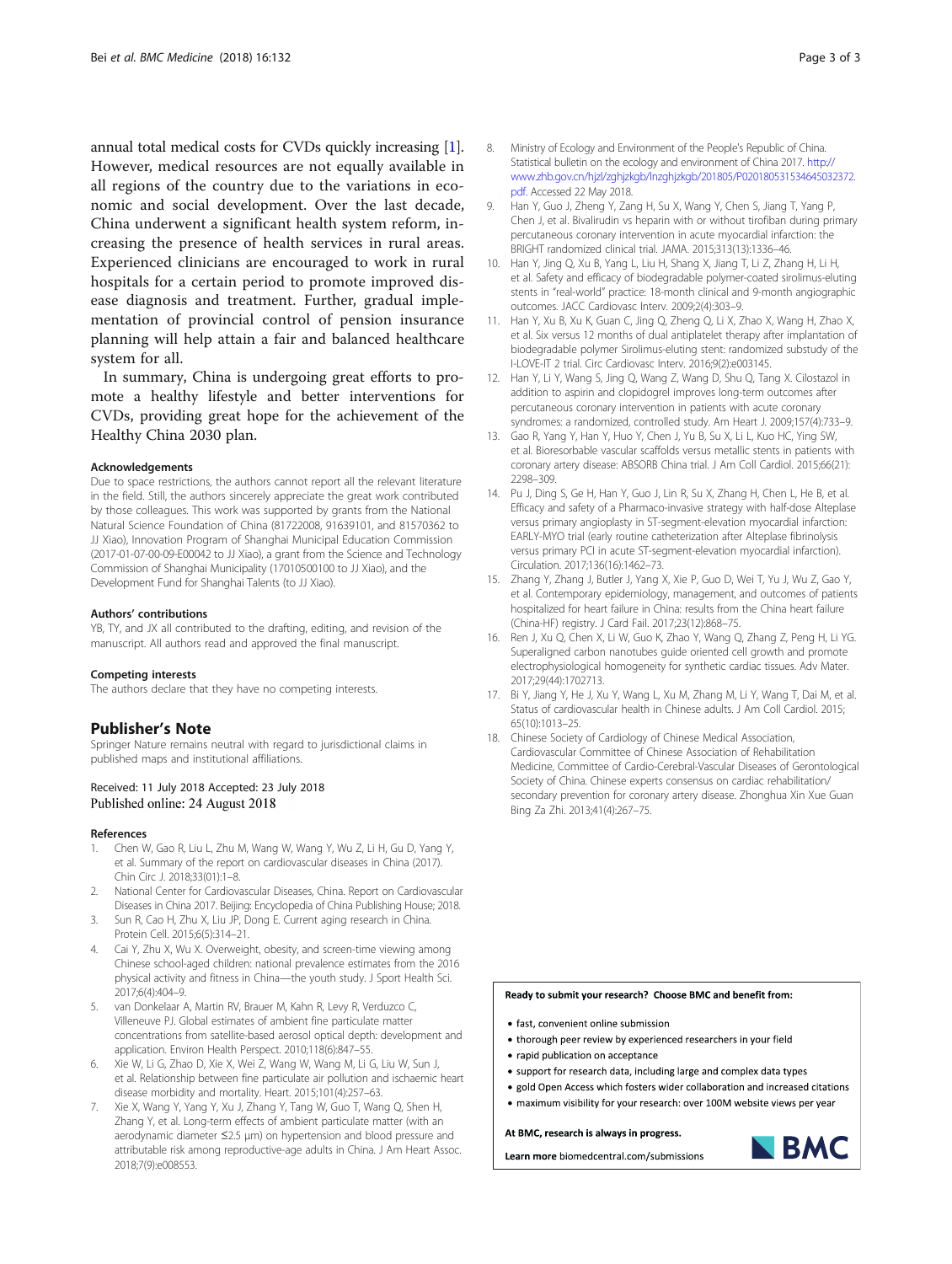annual total medical costs for CVDs quickly increasing [1]. However, medical resources are not equally available in all regions of the country due to the variations in economic and social development. Over the last decade, China underwent a significant health system reform, increasing the presence of health services in rural areas. Experienced clinicians are encouraged to work in rural hospitals for a certain period to promote improved disease diagnosis and treatment. Further, gradual implementation of provincial control of pension insurance planning will help attain a fair and balanced healthcare system for all.

In summary, China is undergoing great efforts to promote a healthy lifestyle and better interventions for CVDs, providing great hope for the achievement of the Healthy China 2030 plan.

#### Acknowledgements

Due to space restrictions, the authors cannot report all the relevant literature in the field. Still, the authors sincerely appreciate the great work contributed by those colleagues. This work was supported by grants from the National Natural Science Foundation of China (81722008, 91639101, and 81570362 to JJ Xiao), Innovation Program of Shanghai Municipal Education Commission (2017-01-07-00-09-E00042 to JJ Xiao), a grant from the Science and Technology Commission of Shanghai Municipality (17010500100 to JJ Xiao), and the Development Fund for Shanghai Talents (to JJ Xiao).

#### Authors' contributions

YB, TY, and JX all contributed to the drafting, editing, and revision of the manuscript. All authors read and approved the final manuscript.

#### Competing interests

The authors declare that they have no competing interests.

## Publisher's Note

Springer Nature remains neutral with regard to jurisdictional claims in published maps and institutional affiliations.

Received: 11 July 2018 Accepted: 23 July 2018
Published online: 24 August 2018

#### References

1. Chen W, Gao R, Liu L, Zhu M, Wang W, Wang Y, Wu Z, Li H, Gu D, Yang Y, et al. Summary of the report on cardiovascular diseases in China (2017). Chin Circ J. 2018;33(01):1–8.
2. National Center for Cardiovascular Diseases, China. Report on Cardiovascular Diseases in China 2017. Beijing: Encyclopedia of China Publishing House; 2018.
3. Sun R, Cao H, Zhu X, Liu JP, Dong E. Current aging research in China. Protein Cell. 2015;6(5):314–21.
4. Cai Y, Zhu X, Wu X. Overweight, obesity, and screen-time viewing among Chinese school-aged children: national prevalence estimates from the 2016 physical activity and fitness in China—the youth study. J Sport Health Sci. 2017;6(4):404–9.
5. van Donkelaar A, Martin RV, Brauer M, Kahn R, Levy R, Verduzco C, Villeneuve PJ. Global estimates of ambient fine particulate matter concentrations from satellite-based aerosol optical depth: development and application. Environ Health Perspect. 2010;118(6):847–55.
6. Xie W, Li G, Zhao D, Xie X, Wei Z, Wang W, Wang M, Li G, Liu W, Sun J, et al. Relationship between fine particulate air pollution and ischaemic heart disease morbidity and mortality. Heart. 2015;101(4):257–63.
7. Xie X, Wang Y, Yang Y, Xu J, Zhang Y, Tang W, Guo T, Wang Q, Shen H, Zhang Y, et al. Long-term effects of ambient particulate matter (with an aerodynamic diameter ≤2.5 μm) on hypertension and blood pressure and attributable risk among reproductive-age adults in China. J Am Heart Assoc. 2018;7(9):e008553.
8. Ministry of Ecology and Environment of the People's Republic of China. Statistical bulletin on the ecology and environment of China 2017. http://www.zhb.gov.cn/hjzl/zghjzkgb/lnzghjzkgb/201805/P020180531534645032372.pdf. Accessed 22 May 2018.
9. Han Y, Guo J, Zheng Y, Zang H, Su X, Wang Y, Chen S, Jiang T, Yang P, Chen J, et al. Bivalirudin vs heparin with or without tirofiban during primary percutaneous coronary intervention in acute myocardial infarction: the BRIGHT randomized clinical trial. JAMA. 2015;313(13):1336–46.
10. Han Y, Jing Q, Xu B, Yang L, Liu H, Shang X, Jiang T, Li Z, Zhang H, Li H, et al. Safety and efficacy of biodegradable polymer-coated sirolimus-eluting stents in "real-world" practice: 18-month clinical and 9-month angiographic outcomes. JACC Cardiovasc Interv. 2009;2(4):303–9.
11. Han Y, Xu B, Xu K, Guan C, Jing Q, Zheng Q, Li X, Zhao X, Wang H, Zhao X, et al. Six versus 12 months of dual antiplatelet therapy after implantation of biodegradable polymer Sirolimus-eluting stent: randomized substudy of the I-LOVE-IT 2 trial. Circ Cardiovasc Interv. 2016;9(2):e003145.
12. Han Y, Li Y, Wang S, Jing Q, Wang Z, Wang D, Shu Q, Tang X. Cilostazol in addition to aspirin and clopidogrel improves long-term outcomes after percutaneous coronary intervention in patients with acute coronary syndromes: a randomized, controlled study. Am Heart J. 2009;157(4):733–9.
13. Gao R, Yang Y, Han Y, Huo Y, Chen J, Yu B, Su X, Li L, Kuo HC, Ying SW, et al. Bioresorbable vascular scaffolds versus metallic stents in patients with coronary artery disease: ABSORB China trial. J Am Coll Cardiol. 2015;66(21):2298–309.
14. Pu J, Ding S, Ge H, Han Y, Guo J, Lin R, Su X, Zhang H, Chen L, He B, et al. Efficacy and safety of a Pharmaco-invasive strategy with half-dose Alteplase versus primary angioplasty in ST-segment-elevation myocardial infarction: EARLY-MYO trial (early routine catheterization after Alteplase fibrinolysis versus primary PCI in acute ST-segment-elevation myocardial infarction). Circulation. 2017;136(16):1462–73.
15. Zhang Y, Zhang J, Butler J, Yang X, Xie P, Guo D, Wei T, Yu J, Wu Z, Gao Y, et al. Contemporary epidemiology, management, and outcomes of patients hospitalized for heart failure in China: results from the China heart failure (China-HF) registry. J Card Fail. 2017;23(12):868–75.
16. Ren J, Xu Q, Chen X, Li W, Guo K, Zhao Y, Wang Q, Zhang Z, Peng H, Li YG. Superaligned carbon nanotubes guide oriented cell growth and promote electrophysiological homogeneity for synthetic cardiac tissues. Adv Mater. 2017;29(44):1702713.
17. Bi Y, Jiang Y, He J, Xu Y, Wang L, Xu M, Zhang M, Li Y, Wang T, Dai M, et al. Status of cardiovascular health in Chinese adults. J Am Coll Cardiol. 2015;65(10):1013–25.
18. Chinese Society of Cardiology of Chinese Medical Association, Cardiovascular Committee of Chinese Association of Rehabilitation Medicine, Committee of Cardio-Cerebral-Vascular Diseases of Gerontological Society of China. Chinese experts consensus on cardiac rehabilitation/secondary prevention for coronary artery disease. Zhonghua Xin Xue Guan Bing Za Zhi. 2013;41(4):267–75.

**Ready to submit your research? Choose BMC and benefit from:**

- fast, convenient online submission
- thorough peer review by experienced researchers in your field
- rapid publication on acceptance
- support for research data, including large and complex data types
- gold Open Access which fosters wider collaboration and increased citations
- maximum visibility for your research: over 100M website views per year

**At BMC, research is always in progress.**

**Learn more** biomedcentral.com/submissions

BMC